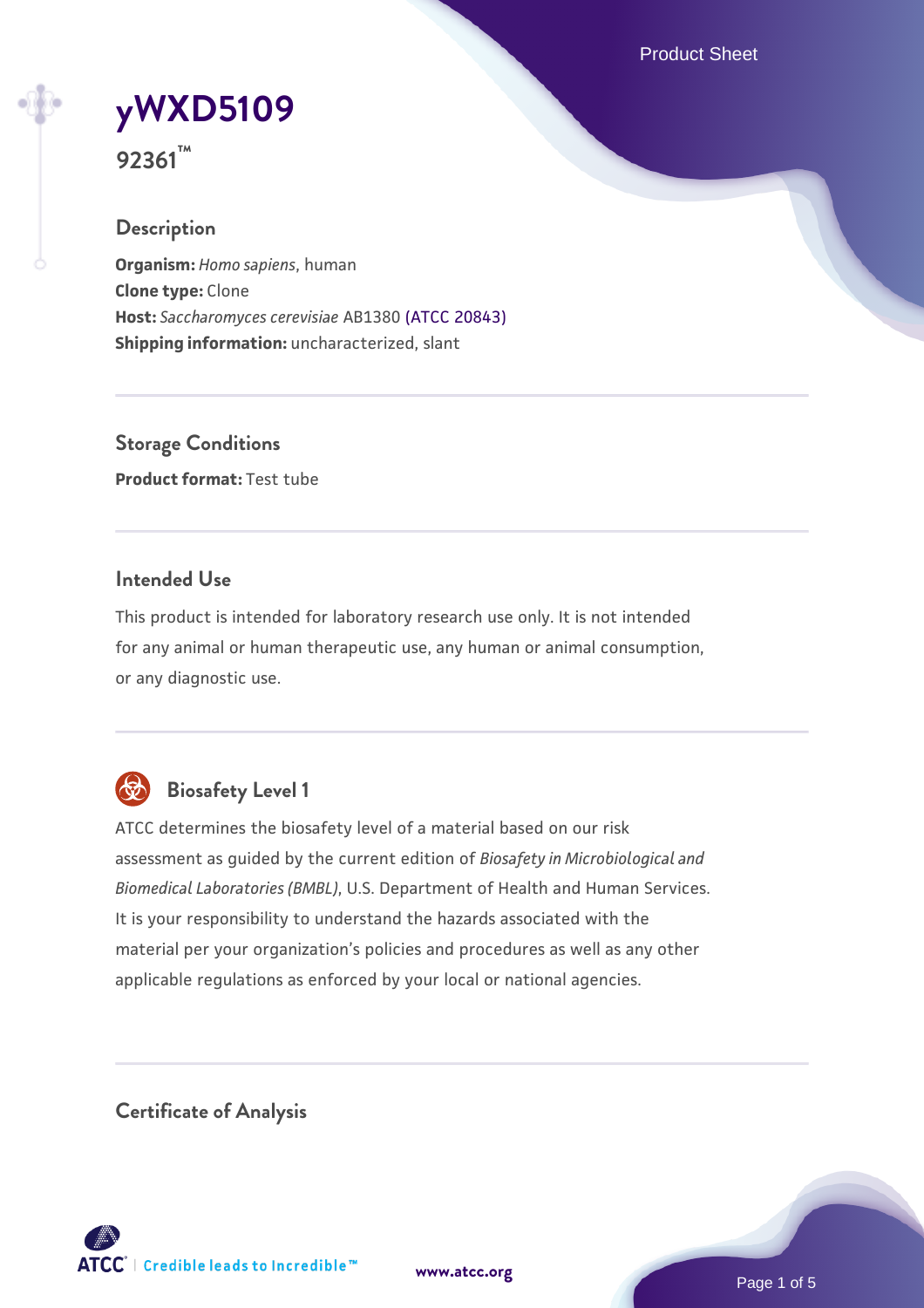# yWXD5109

**92361™**

## Description

**Organism:** *Homo sapiens*, human
**Clone type:** Clone
**Host:** *Saccharomyces cerevisiae* AB1380 (ATCC 20843)
**Shipping information:** uncharacterized, slant

## Storage Conditions

**Product format:** Test tube

## Intended Use

This product is intended for laboratory research use only. It is not intended for any animal or human therapeutic use, any human or animal consumption, or any diagnostic use.

## Biosafety Level 1

ATCC determines the biosafety level of a material based on our risk assessment as guided by the current edition of *Biosafety in Microbiological and Biomedical Laboratories (BMBL)*, U.S. Department of Health and Human Services. It is your responsibility to understand the hazards associated with the material per your organization's policies and procedures as well as any other applicable regulations as enforced by your local or national agencies.

## Certificate of Analysis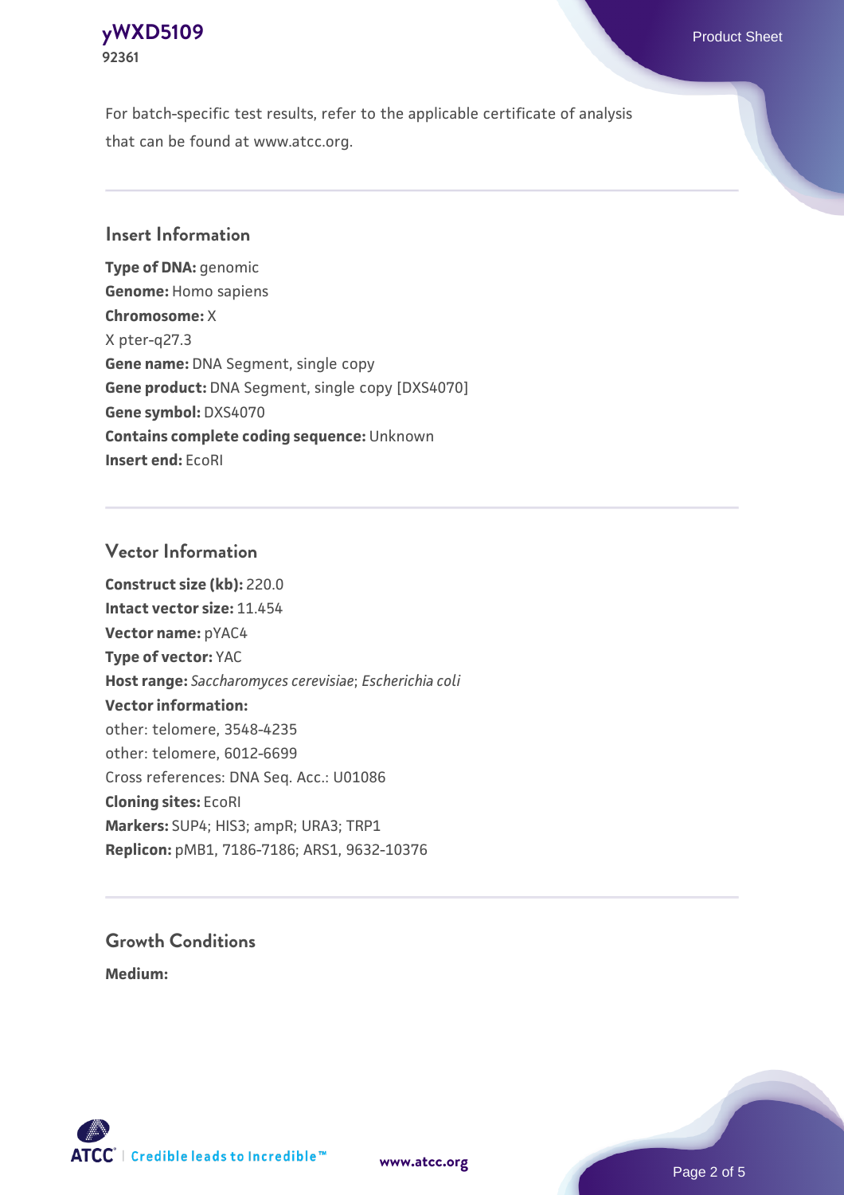For batch-specific test results, refer to the applicable certificate of analysis that can be found at www.atcc.org.

## Insert Information

**Type of DNA:** genomic
**Genome:** Homo sapiens
**Chromosome:** X
X pter-q27.3
**Gene name:** DNA Segment, single copy
**Gene product:** DNA Segment, single copy [DXS4070]
**Gene symbol:** DXS4070
**Contains complete coding sequence:** Unknown
**Insert end:** EcoRI

## Vector Information

**Construct size (kb):** 220.0
**Intact vector size:** 11.454
**Vector name:** pYAC4
**Type of vector:** YAC
**Host range:** *Saccharomyces cerevisiae*; *Escherichia coli*
**Vector information:**
other: telomere, 3548-4235
other: telomere, 6012-6699
Cross references: DNA Seq. Acc.: U01086
**Cloning sites:** EcoRI
**Markers:** SUP4; HIS3; ampR; URA3; TRP1
**Replicon:** pMB1, 7186-7186; ARS1, 9632-10376

## Growth Conditions

**Medium:**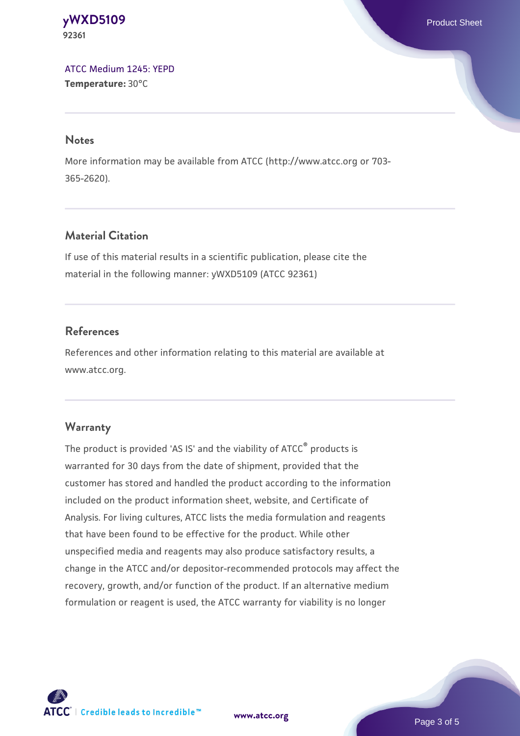ATCC Medium 1245: YEPD
**Temperature:** 30°C

## Notes

More information may be available from ATCC (http://www.atcc.org or 703-365-2620).

## Material Citation

If use of this material results in a scientific publication, please cite the material in the following manner: yWXD5109 (ATCC 92361)

## References

References and other information relating to this material are available at www.atcc.org.

## Warranty

The product is provided 'AS IS' and the viability of ATCC® products is warranted for 30 days from the date of shipment, provided that the customer has stored and handled the product according to the information included on the product information sheet, website, and Certificate of Analysis. For living cultures, ATCC lists the media formulation and reagents that have been found to be effective for the product. While other unspecified media and reagents may also produce satisfactory results, a change in the ATCC and/or depositor-recommended protocols may affect the recovery, growth, and/or function of the product. If an alternative medium formulation or reagent is used, the ATCC warranty for viability is no longer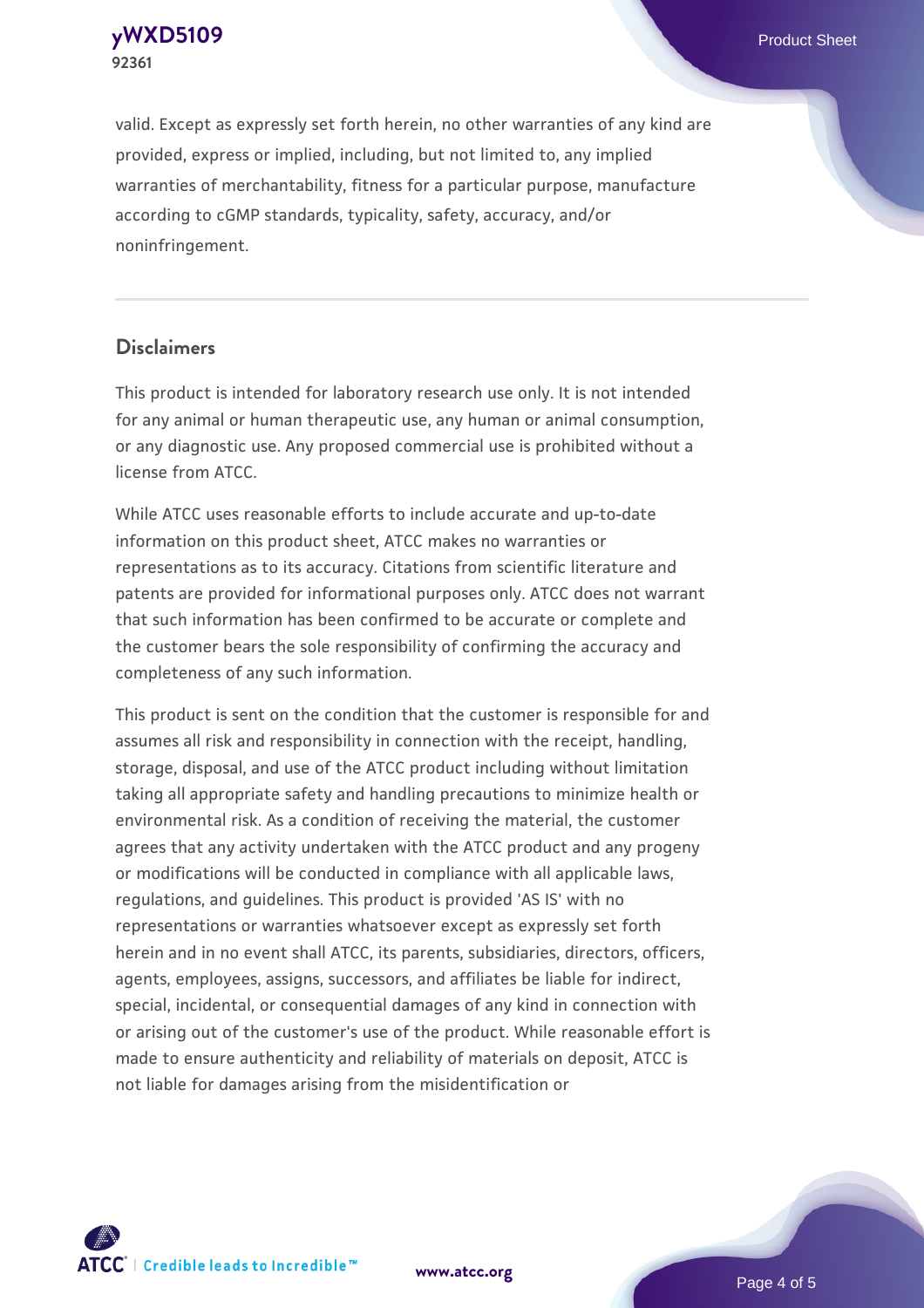valid. Except as expressly set forth herein, no other warranties of any kind are provided, express or implied, including, but not limited to, any implied warranties of merchantability, fitness for a particular purpose, manufacture according to cGMP standards, typicality, safety, accuracy, and/or noninfringement.

## Disclaimers

This product is intended for laboratory research use only. It is not intended for any animal or human therapeutic use, any human or animal consumption, or any diagnostic use. Any proposed commercial use is prohibited without a license from ATCC.

While ATCC uses reasonable efforts to include accurate and up-to-date information on this product sheet, ATCC makes no warranties or representations as to its accuracy. Citations from scientific literature and patents are provided for informational purposes only. ATCC does not warrant that such information has been confirmed to be accurate or complete and the customer bears the sole responsibility of confirming the accuracy and completeness of any such information.

This product is sent on the condition that the customer is responsible for and assumes all risk and responsibility in connection with the receipt, handling, storage, disposal, and use of the ATCC product including without limitation taking all appropriate safety and handling precautions to minimize health or environmental risk. As a condition of receiving the material, the customer agrees that any activity undertaken with the ATCC product and any progeny or modifications will be conducted in compliance with all applicable laws, regulations, and guidelines. This product is provided 'AS IS' with no representations or warranties whatsoever except as expressly set forth herein and in no event shall ATCC, its parents, subsidiaries, directors, officers, agents, employees, assigns, successors, and affiliates be liable for indirect, special, incidental, or consequential damages of any kind in connection with or arising out of the customer's use of the product. While reasonable effort is made to ensure authenticity and reliability of materials on deposit, ATCC is not liable for damages arising from the misidentification or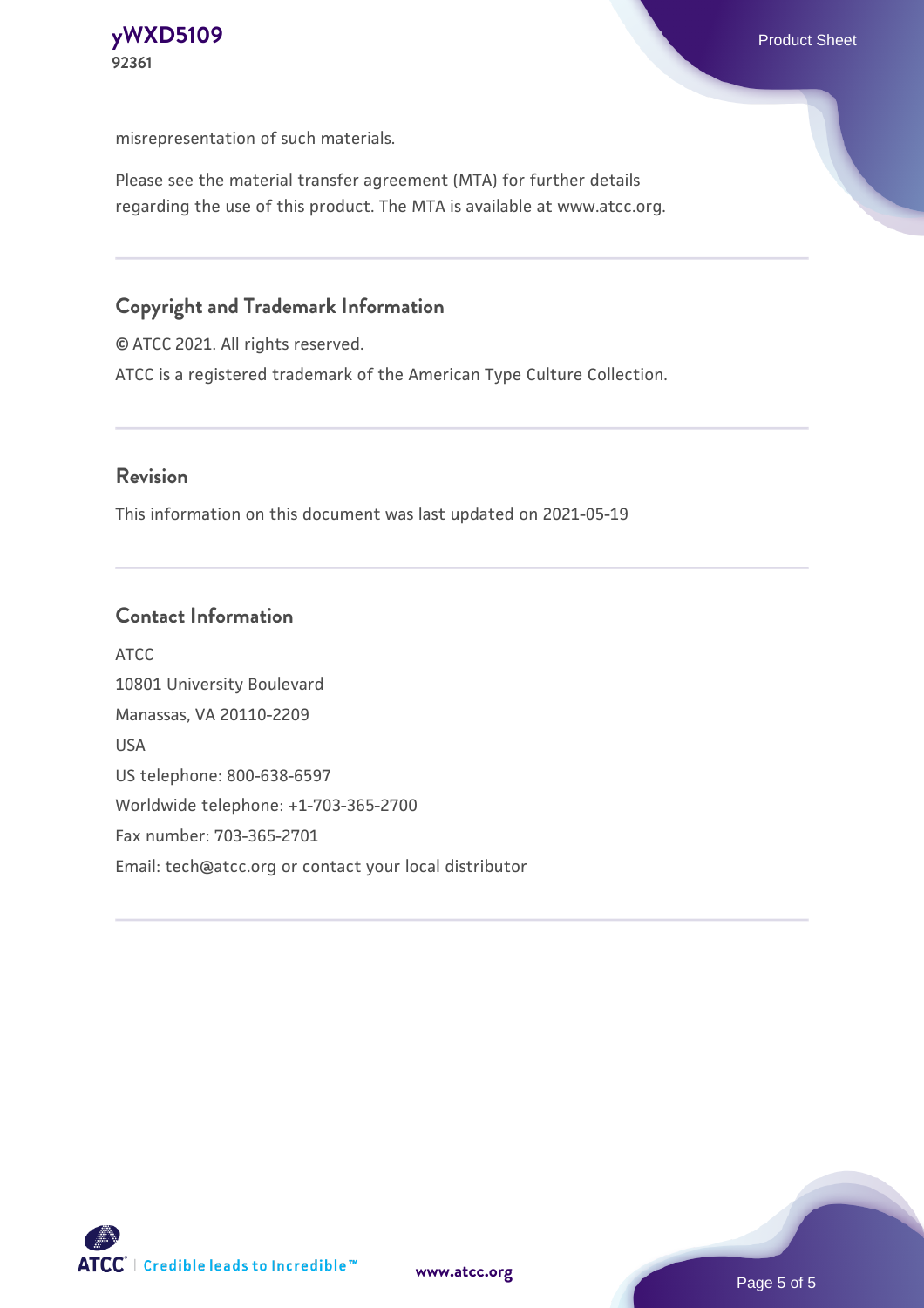misrepresentation of such materials.

Please see the material transfer agreement (MTA) for further details regarding the use of this product. The MTA is available at www.atcc.org.

## Copyright and Trademark Information

© ATCC 2021. All rights reserved.

ATCC is a registered trademark of the American Type Culture Collection.

## Revision

This information on this document was last updated on 2021-05-19

## Contact Information

ATCC
10801 University Boulevard
Manassas, VA 20110-2209
USA
US telephone: 800-638-6597
Worldwide telephone: +1-703-365-2700
Fax number: 703-365-2701
Email: tech@atcc.org or contact your local distributor